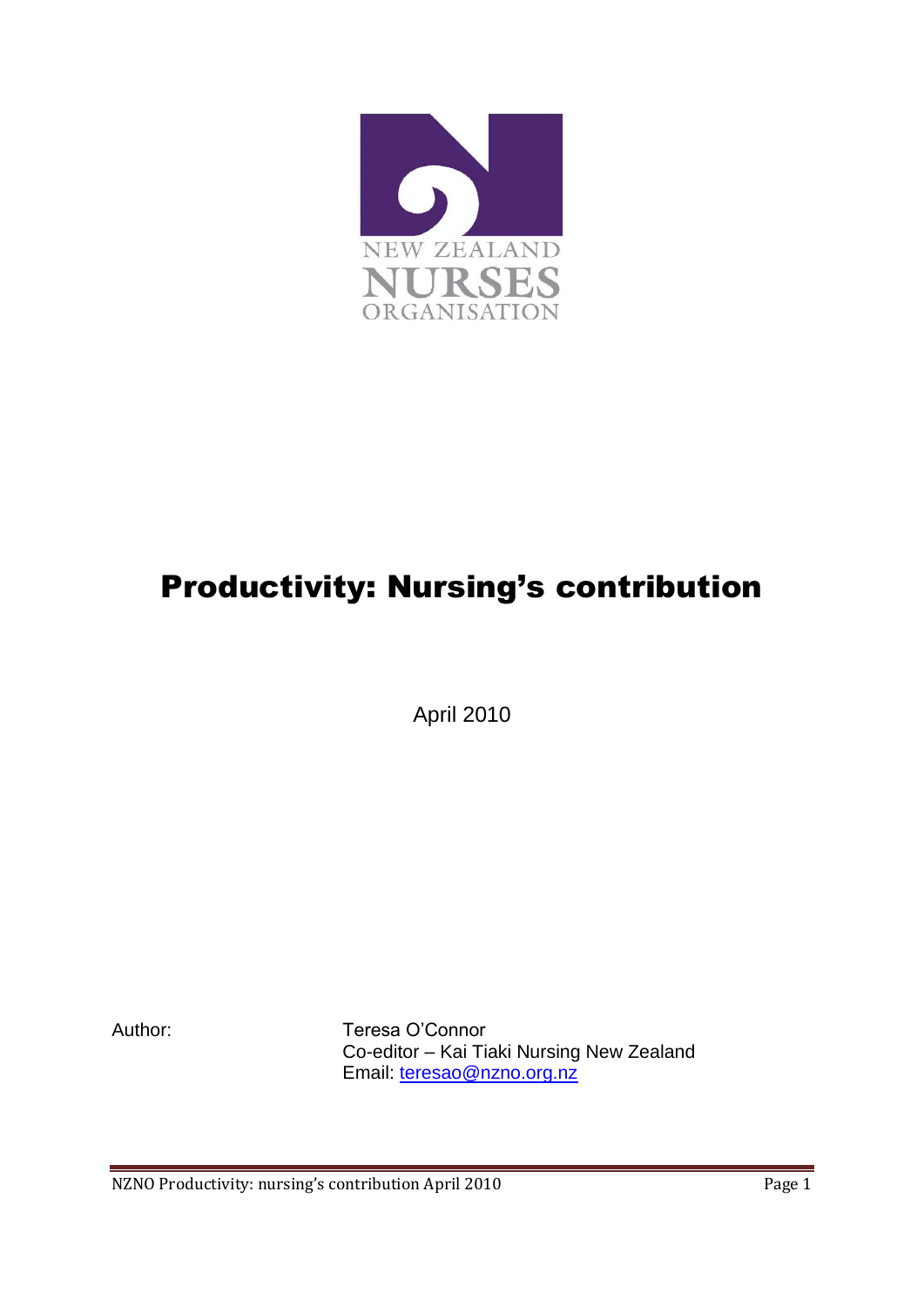NEW ZEALAND NURSES ORGANISATION

# Productivity: Nursing's contribution

April 2010

Author: Teresa O'Connor
Co-editor – Kai Tiaki Nursing New Zealand
Email: teresao@nzno.org.nz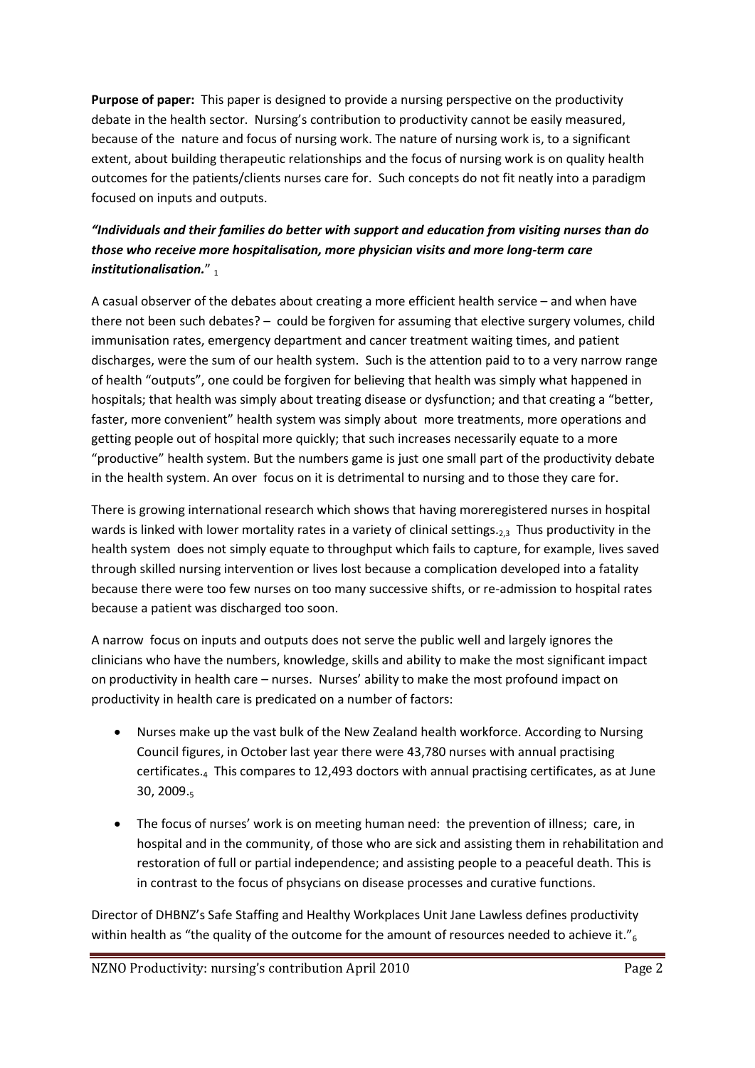**Purpose of paper:** This paper is designed to provide a nursing perspective on the productivity debate in the health sector. Nursing's contribution to productivity cannot be easily measured, because of the nature and focus of nursing work. The nature of nursing work is, to a significant extent, about building therapeutic relationships and the focus of nursing work is on quality health outcomes for the patients/clients nurses care for. Such concepts do not fit neatly into a paradigm focused on inputs and outputs.

***"Individuals and their families do better with support and education from visiting nurses than do those who receive more hospitalisation, more physician visits and more long-term care institutionalisation."*** [1]

A casual observer of the debates about creating a more efficient health service – and when have there not been such debates? – could be forgiven for assuming that elective surgery volumes, child immunisation rates, emergency department and cancer treatment waiting times, and patient discharges, were the sum of our health system. Such is the attention paid to to a very narrow range of health "outputs", one could be forgiven for believing that health was simply what happened in hospitals; that health was simply about treating disease or dysfunction; and that creating a "better, faster, more convenient" health system was simply about more treatments, more operations and getting people out of hospital more quickly; that such increases necessarily equate to a more "productive" health system. But the numbers game is just one small part of the productivity debate in the health system. An over focus on it is detrimental to nursing and to those they care for.

There is growing international research which shows that having moreregistered nurses in hospital wards is linked with lower mortality rates in a variety of clinical settings.[2,3] Thus productivity in the health system does not simply equate to throughput which fails to capture, for example, lives saved through skilled nursing intervention or lives lost because a complication developed into a fatality because there were too few nurses on too many successive shifts, or re-admission to hospital rates because a patient was discharged too soon.

A narrow focus on inputs and outputs does not serve the public well and largely ignores the clinicians who have the numbers, knowledge, skills and ability to make the most significant impact on productivity in health care – nurses. Nurses' ability to make the most profound impact on productivity in health care is predicated on a number of factors:

- Nurses make up the vast bulk of the New Zealand health workforce. According to Nursing Council figures, in October last year there were 43,780 nurses with annual practising certificates.[4] This compares to 12,493 doctors with annual practising certificates, as at June 30, 2009.[5]
- The focus of nurses' work is on meeting human need: the prevention of illness; care, in hospital and in the community, of those who are sick and assisting them in rehabilitation and restoration of full or partial independence; and assisting people to a peaceful death. This is in contrast to the focus of phsycians on disease processes and curative functions.

Director of DHBNZ's Safe Staffing and Healthy Workplaces Unit Jane Lawless defines productivity within health as "the quality of the outcome for the amount of resources needed to achieve it."[6]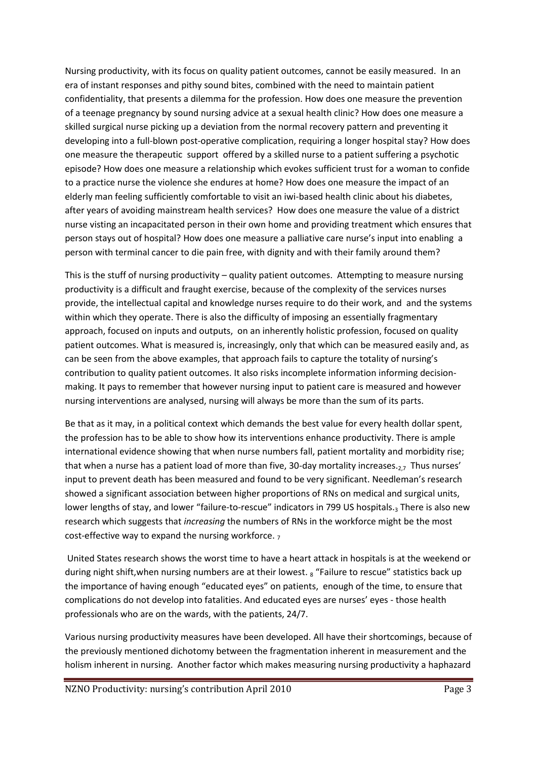Nursing productivity, with its focus on quality patient outcomes, cannot be easily measured. In an era of instant responses and pithy sound bites, combined with the need to maintain patient confidentiality, that presents a dilemma for the profession. How does one measure the prevention of a teenage pregnancy by sound nursing advice at a sexual health clinic? How does one measure a skilled surgical nurse picking up a deviation from the normal recovery pattern and preventing it developing into a full-blown post-operative complication, requiring a longer hospital stay? How does one measure the therapeutic support offered by a skilled nurse to a patient suffering a psychotic episode? How does one measure a relationship which evokes sufficient trust for a woman to confide to a practice nurse the violence she endures at home? How does one measure the impact of an elderly man feeling sufficiently comfortable to visit an iwi-based health clinic about his diabetes, after years of avoiding mainstream health services? How does one measure the value of a district nurse visting an incapacitated person in their own home and providing treatment which ensures that person stays out of hospital? How does one measure a palliative care nurse's input into enabling a person with terminal cancer to die pain free, with dignity and with their family around them?

This is the stuff of nursing productivity – quality patient outcomes. Attempting to measure nursing productivity is a difficult and fraught exercise, because of the complexity of the services nurses provide, the intellectual capital and knowledge nurses require to do their work, and and the systems within which they operate. There is also the difficulty of imposing an essentially fragmentary approach, focused on inputs and outputs, on an inherently holistic profession, focused on quality patient outcomes. What is measured is, increasingly, only that which can be measured easily and, as can be seen from the above examples, that approach fails to capture the totality of nursing's contribution to quality patient outcomes. It also risks incomplete information informing decision-making. It pays to remember that however nursing input to patient care is measured and however nursing interventions are analysed, nursing will always be more than the sum of its parts.

Be that as it may, in a political context which demands the best value for every health dollar spent, the profession has to be able to show how its interventions enhance productivity. There is ample international evidence showing that when nurse numbers fall, patient mortality and morbidity rise; that when a nurse has a patient load of more than five, 30-day mortality increases.[2,7] Thus nurses' input to prevent death has been measured and found to be very significant. Needleman's research showed a significant association between higher proportions of RNs on medical and surgical units, lower lengths of stay, and lower "failure-to-rescue" indicators in 799 US hospitals.[3] There is also new research which suggests that *increasing* the numbers of RNs in the workforce might be the most cost-effective way to expand the nursing workforce. [7]

United States research shows the worst time to have a heart attack in hospitals is at the weekend or during night shift,when nursing numbers are at their lowest. [8] "Failure to rescue" statistics back up the importance of having enough "educated eyes" on patients, enough of the time, to ensure that complications do not develop into fatalities. And educated eyes are nurses' eyes - those health professionals who are on the wards, with the patients, 24/7.

Various nursing productivity measures have been developed. All have their shortcomings, because of the previously mentioned dichotomy between the fragmentation inherent in measurement and the holism inherent in nursing. Another factor which makes measuring nursing productivity a haphazard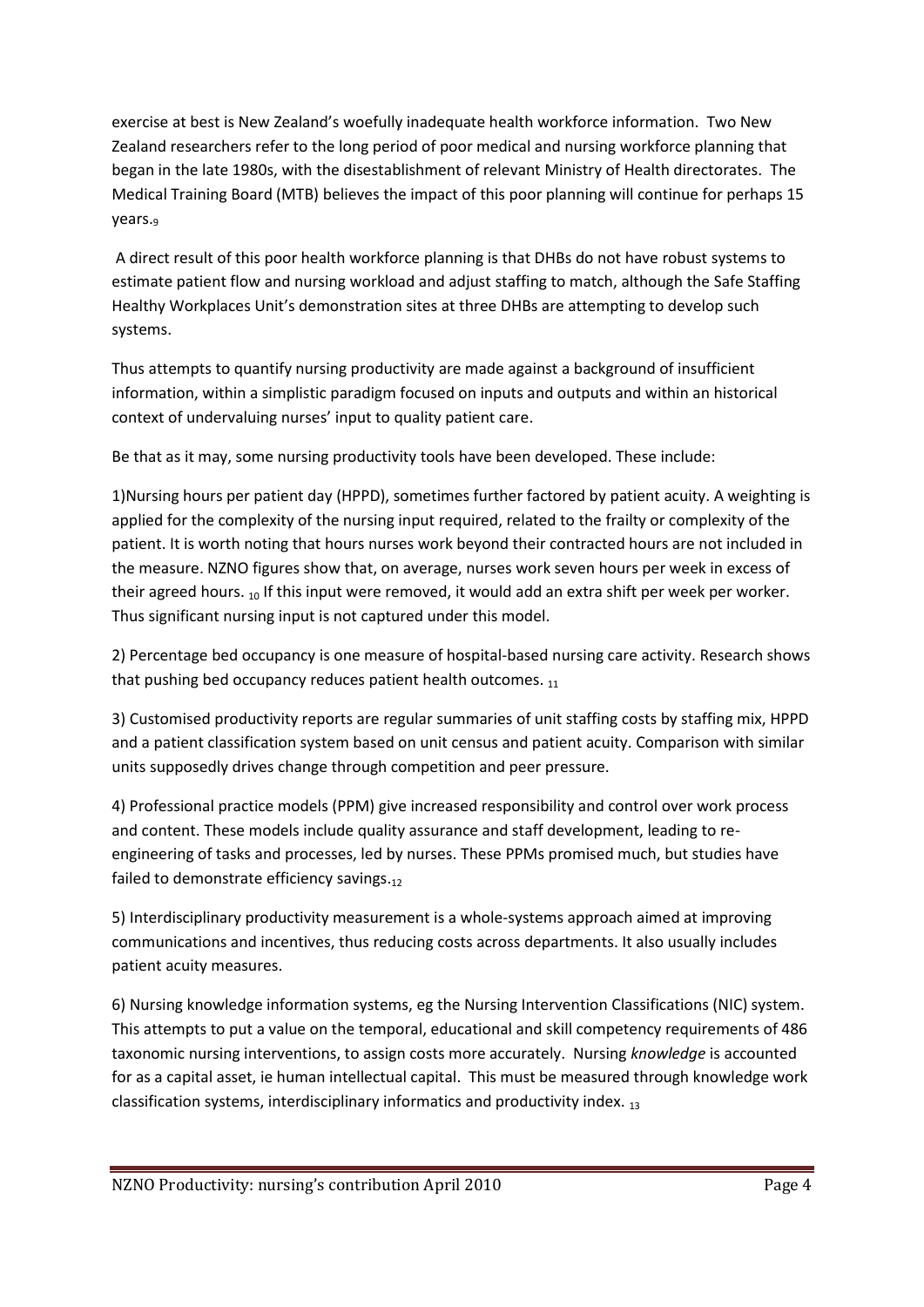exercise at best is New Zealand's woefully inadequate health workforce information. Two New Zealand researchers refer to the long period of poor medical and nursing workforce planning that began in the late 1980s, with the disestablishment of relevant Ministry of Health directorates. The Medical Training Board (MTB) believes the impact of this poor planning will continue for perhaps 15 years.[9]

A direct result of this poor health workforce planning is that DHBs do not have robust systems to estimate patient flow and nursing workload and adjust staffing to match, although the Safe Staffing Healthy Workplaces Unit's demonstration sites at three DHBs are attempting to develop such systems.

Thus attempts to quantify nursing productivity are made against a background of insufficient information, within a simplistic paradigm focused on inputs and outputs and within an historical context of undervaluing nurses' input to quality patient care.

Be that as it may, some nursing productivity tools have been developed. These include:

1)Nursing hours per patient day (HPPD), sometimes further factored by patient acuity. A weighting is applied for the complexity of the nursing input required, related to the frailty or complexity of the patient. It is worth noting that hours nurses work beyond their contracted hours are not included in the measure. NZNO figures show that, on average, nurses work seven hours per week in excess of their agreed hours. [10] If this input were removed, it would add an extra shift per week per worker. Thus significant nursing input is not captured under this model.

2) Percentage bed occupancy is one measure of hospital-based nursing care activity. Research shows that pushing bed occupancy reduces patient health outcomes. [11]

3) Customised productivity reports are regular summaries of unit staffing costs by staffing mix, HPPD and a patient classification system based on unit census and patient acuity. Comparison with similar units supposedly drives change through competition and peer pressure.

4) Professional practice models (PPM) give increased responsibility and control over work process and content. These models include quality assurance and staff development, leading to re-engineering of tasks and processes, led by nurses. These PPMs promised much, but studies have failed to demonstrate efficiency savings.[12]

5) Interdisciplinary productivity measurement is a whole-systems approach aimed at improving communications and incentives, thus reducing costs across departments. It also usually includes patient acuity measures.

6) Nursing knowledge information systems, eg the Nursing Intervention Classifications (NIC) system. This attempts to put a value on the temporal, educational and skill competency requirements of 486 taxonomic nursing interventions, to assign costs more accurately. Nursing *knowledge* is accounted for as a capital asset, ie human intellectual capital. This must be measured through knowledge work classification systems, interdisciplinary informatics and productivity index. [13]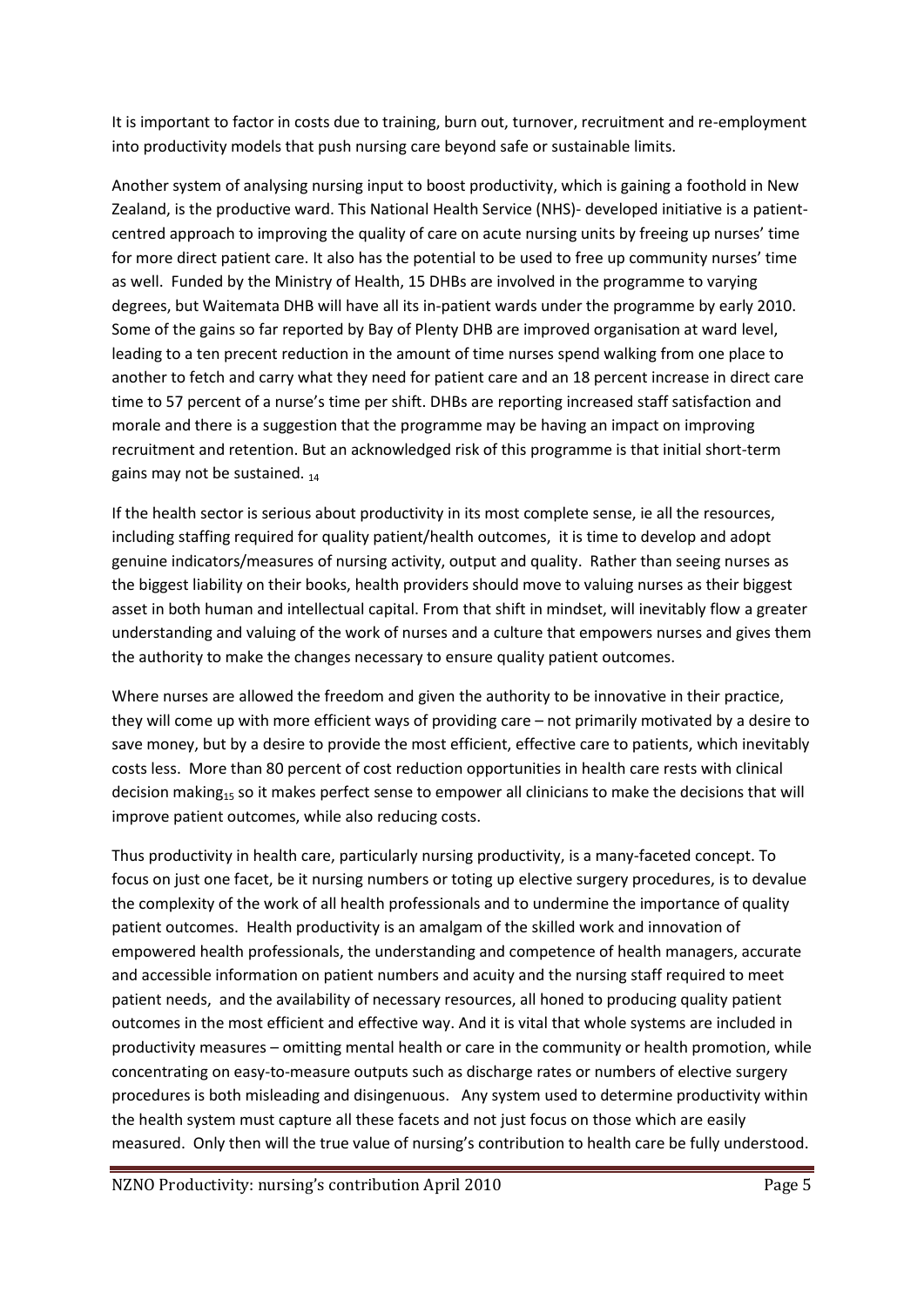It is important to factor in costs due to training, burn out, turnover, recruitment and re-employment into productivity models that push nursing care beyond safe or sustainable limits.

Another system of analysing nursing input to boost productivity, which is gaining a foothold in New Zealand, is the productive ward. This National Health Service (NHS)- developed initiative is a patient-centred approach to improving the quality of care on acute nursing units by freeing up nurses' time for more direct patient care. It also has the potential to be used to free up community nurses' time as well. Funded by the Ministry of Health, 15 DHBs are involved in the programme to varying degrees, but Waitemata DHB will have all its in-patient wards under the programme by early 2010. Some of the gains so far reported by Bay of Plenty DHB are improved organisation at ward level, leading to a ten precent reduction in the amount of time nurses spend walking from one place to another to fetch and carry what they need for patient care and an 18 percent increase in direct care time to 57 percent of a nurse's time per shift. DHBs are reporting increased staff satisfaction and morale and there is a suggestion that the programme may be having an impact on improving recruitment and retention. But an acknowledged risk of this programme is that initial short-term gains may not be sustained. [14]

If the health sector is serious about productivity in its most complete sense, ie all the resources, including staffing required for quality patient/health outcomes, it is time to develop and adopt genuine indicators/measures of nursing activity, output and quality. Rather than seeing nurses as the biggest liability on their books, health providers should move to valuing nurses as their biggest asset in both human and intellectual capital. From that shift in mindset, will inevitably flow a greater understanding and valuing of the work of nurses and a culture that empowers nurses and gives them the authority to make the changes necessary to ensure quality patient outcomes.

Where nurses are allowed the freedom and given the authority to be innovative in their practice, they will come up with more efficient ways of providing care – not primarily motivated by a desire to save money, but by a desire to provide the most efficient, effective care to patients, which inevitably costs less. More than 80 percent of cost reduction opportunities in health care rests with clinical decision making[15] so it makes perfect sense to empower all clinicians to make the decisions that will improve patient outcomes, while also reducing costs.

Thus productivity in health care, particularly nursing productivity, is a many-faceted concept. To focus on just one facet, be it nursing numbers or toting up elective surgery procedures, is to devalue the complexity of the work of all health professionals and to undermine the importance of quality patient outcomes. Health productivity is an amalgam of the skilled work and innovation of empowered health professionals, the understanding and competence of health managers, accurate and accessible information on patient numbers and acuity and the nursing staff required to meet patient needs, and the availability of necessary resources, all honed to producing quality patient outcomes in the most efficient and effective way. And it is vital that whole systems are included in productivity measures – omitting mental health or care in the community or health promotion, while concentrating on easy-to-measure outputs such as discharge rates or numbers of elective surgery procedures is both misleading and disingenuous. Any system used to determine productivity within the health system must capture all these facets and not just focus on those which are easily measured. Only then will the true value of nursing's contribution to health care be fully understood.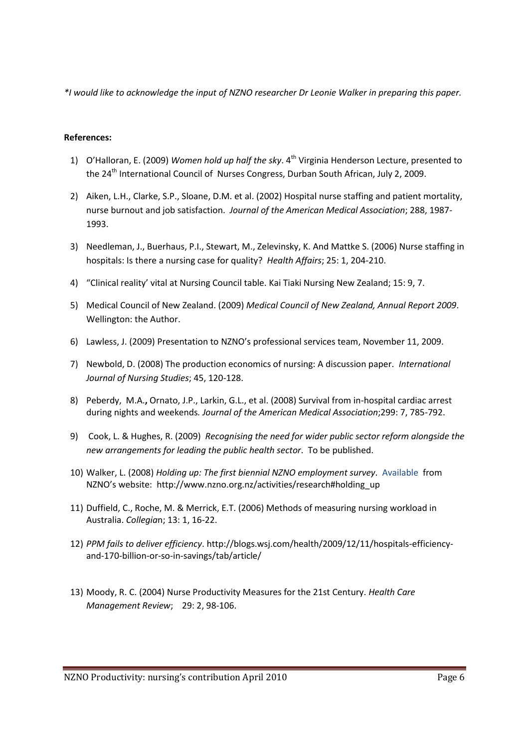*\*I would like to acknowledge the input of NZNO researcher Dr Leonie Walker in preparing this paper.*

**References:**

1) O'Halloran, E. (2009) *Women hold up half the sky*. 4th Virginia Henderson Lecture, presented to the 24th International Council of Nurses Congress, Durban South African, July 2, 2009.
2) Aiken, L.H., Clarke, S.P., Sloane, D.M. et al. (2002) Hospital nurse staffing and patient mortality, nurse burnout and job satisfaction. *Journal of the American Medical Association*; 288, 1987-1993.
3) Needleman, J., Buerhaus, P.I., Stewart, M., Zelevinsky, K. And Mattke S. (2006) Nurse staffing in hospitals: Is there a nursing case for quality? *Health Affairs*; 25: 1, 204-210.
4) "Clinical reality' vital at Nursing Council table. Kai Tiaki Nursing New Zealand; 15: 9, 7.
5) Medical Council of New Zealand. (2009) *Medical Council of New Zealand, Annual Report 2009*. Wellington: the Author.
6) Lawless, J. (2009) Presentation to NZNO's professional services team, November 11, 2009.
7) Newbold, D. (2008) The production economics of nursing: A discussion paper. *International Journal of Nursing Studies*; 45, 120-128.
8) Peberdy, M.A.**,** Ornato, J.P., Larkin, G.L., et al. (2008) Survival from in-hospital cardiac arrest during nights and weekends*. Journal of the American Medical Association*;299: 7, 785-792.
9) Cook, L. & Hughes, R. (2009) *Recognising the need for wider public sector reform alongside the new arrangements for leading the public health sector*. To be published.
10) Walker, L. (2008) *Holding up: The first biennial NZNO employment survey*. Available from NZNO's website: http://www.nzno.org.nz/activities/research#holding_up
11) Duffield, C., Roche, M. & Merrick, E.T. (2006) Methods of measuring nursing workload in Australia. *Collegia*n; 13: 1, 16-22.
12) *PPM fails to deliver efficiency*. http://blogs.wsj.com/health/2009/12/11/hospitals-efficiency-and-170-billion-or-so-in-savings/tab/article/
13) Moody, R. C. (2004) Nurse Productivity Measures for the 21st Century. *Health Care Management Review*; 29: 2, 98-106.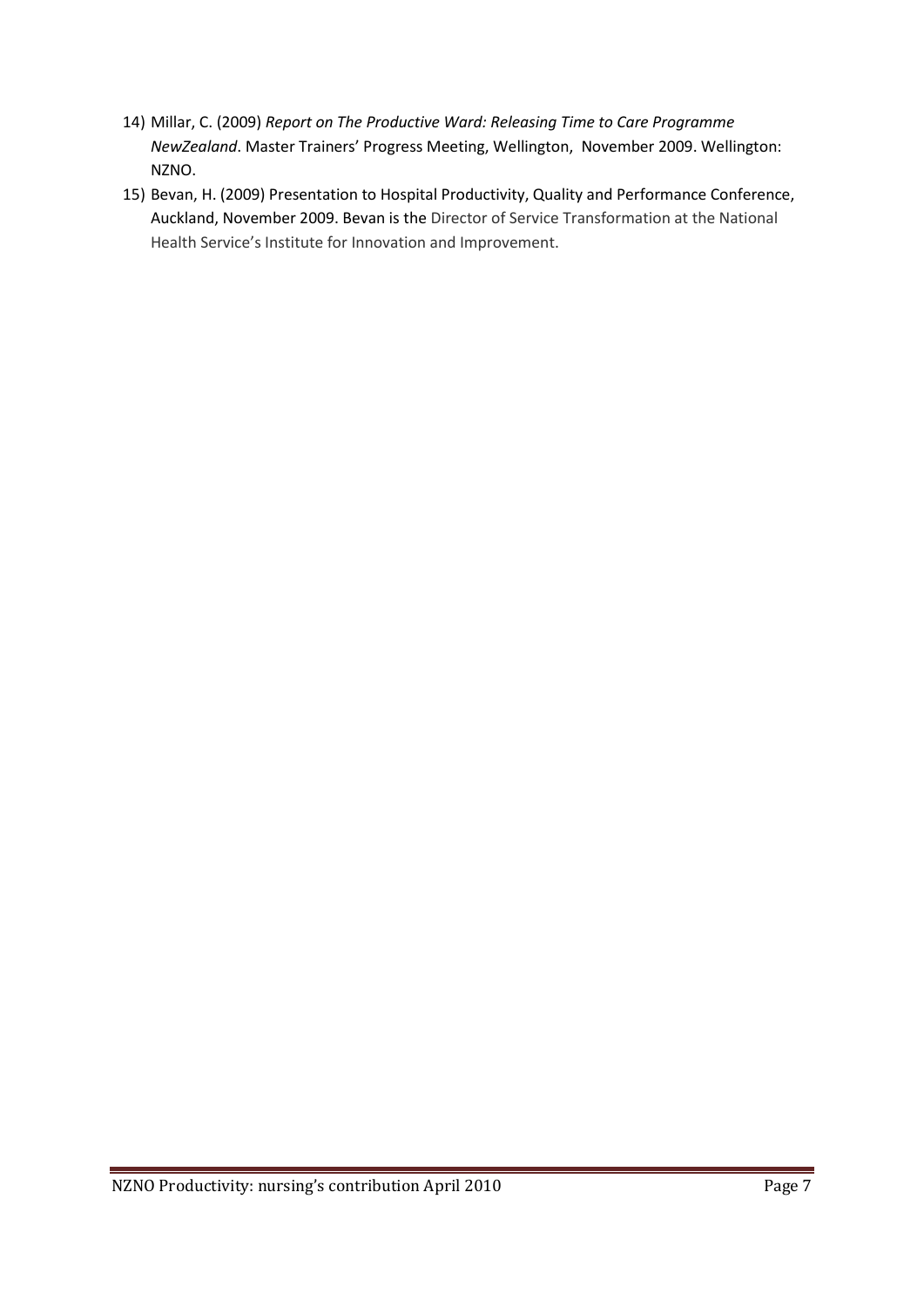14) Millar, C. (2009) *Report on The Productive Ward: Releasing Time to Care Programme NewZealand*. Master Trainers' Progress Meeting, Wellington, November 2009. Wellington: NZNO.
15) Bevan, H. (2009) Presentation to Hospital Productivity, Quality and Performance Conference, Auckland, November 2009. Bevan is the Director of Service Transformation at the National Health Service's Institute for Innovation and Improvement.